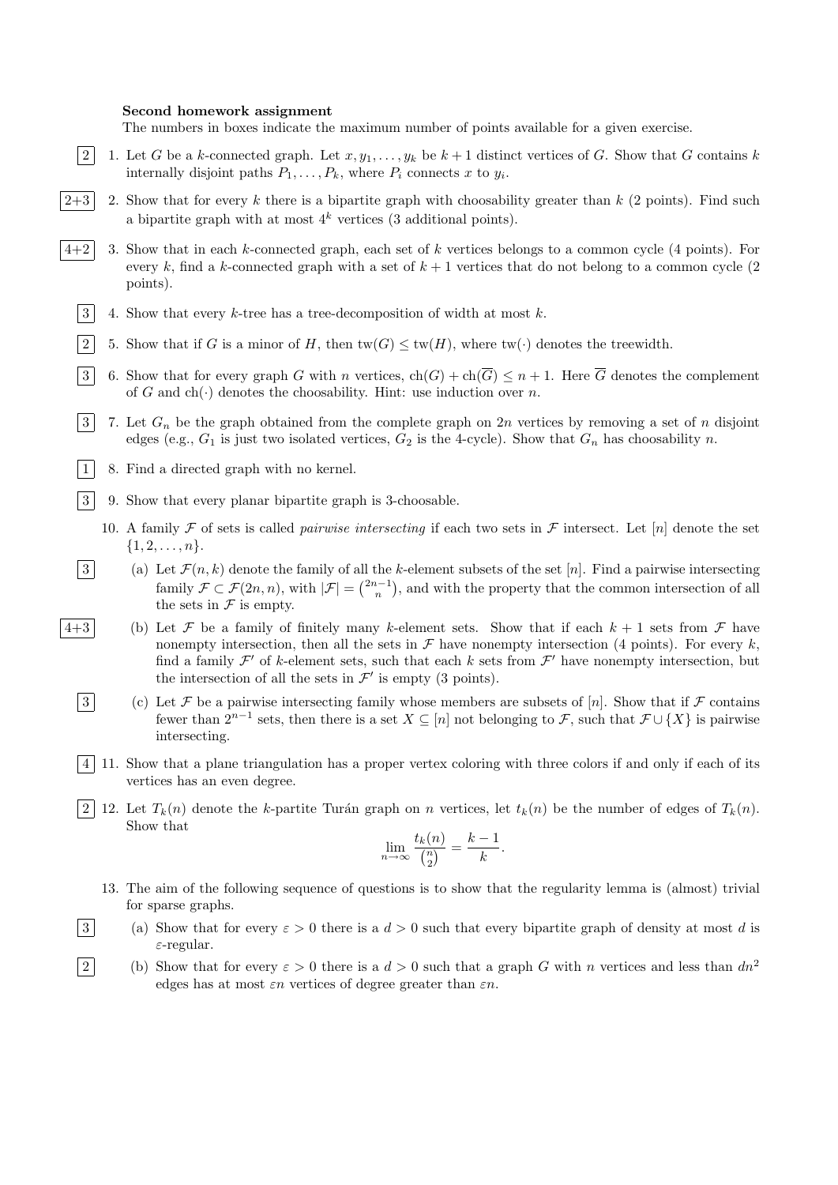**Second homework assignment**

The numbers in boxes indicate the maximum number of points available for a given exercise.

[2] 1. Let $G$ be a $k$-connected graph. Let $x, y_1, \ldots, y_k$ be $k+1$ distinct vertices of $G$. Show that $G$ contains $k$ internally disjoint paths $P_1, \ldots, P_k$, where $P_i$ connects $x$ to $y_i$.

[2+3] 2. Show that for every $k$ there is a bipartite graph with choosability greater than $k$ (2 points). Find such a bipartite graph with at most $4^k$ vertices (3 additional points).

[4+2] 3. Show that in each $k$-connected graph, each set of $k$ vertices belongs to a common cycle (4 points). For every $k$, find a $k$-connected graph with a set of $k+1$ vertices that do not belong to a common cycle (2 points).

[3] 4. Show that every $k$-tree has a tree-decomposition of width at most $k$.

[2] 5. Show that if $G$ is a minor of $H$, then $\mathrm{tw}(G) \leq \mathrm{tw}(H)$, where $\mathrm{tw}(\cdot)$ denotes the treewidth.

[3] 6. Show that for every graph $G$ with $n$ vertices, $\mathrm{ch}(G) + \mathrm{ch}(\overline{G}) \leq n+1$. Here $\overline{G}$ denotes the complement of $G$ and $\mathrm{ch}(\cdot)$ denotes the choosability. Hint: use induction over $n$.

[3] 7. Let $G_n$ be the graph obtained from the complete graph on $2n$ vertices by removing a set of $n$ disjoint edges (e.g., $G_1$ is just two isolated vertices, $G_2$ is the 4-cycle). Show that $G_n$ has choosability $n$.

[1] 8. Find a directed graph with no kernel.

[3] 9. Show that every planar bipartite graph is 3-choosable.

10. A family $\mathcal{F}$ of sets is called *pairwise intersecting* if each two sets in $\mathcal{F}$ intersect. Let $[n]$ denote the set $\{1, 2, \ldots, n\}$.

[3] (a) Let $\mathcal{F}(n, k)$ denote the family of all the $k$-element subsets of the set $[n]$. Find a pairwise intersecting family $\mathcal{F} \subset \mathcal{F}(2n, n)$, with $|\mathcal{F}| = \binom{2n-1}{n}$, and with the property that the common intersection of all the sets in $\mathcal{F}$ is empty.

[4+3] (b) Let $\mathcal{F}$ be a family of finitely many $k$-element sets. Show that if each $k+1$ sets from $\mathcal{F}$ have nonempty intersection, then all the sets in $\mathcal{F}$ have nonempty intersection (4 points). For every $k$, find a family $\mathcal{F}'$ of $k$-element sets, such that each $k$ sets from $\mathcal{F}'$ have nonempty intersection, but the intersection of all the sets in $\mathcal{F}'$ is empty (3 points).

[3] (c) Let $\mathcal{F}$ be a pairwise intersecting family whose members are subsets of $[n]$. Show that if $\mathcal{F}$ contains fewer than $2^{n-1}$ sets, then there is a set $X \subseteq [n]$ not belonging to $\mathcal{F}$, such that $\mathcal{F} \cup \{X\}$ is pairwise intersecting.

[4] 11. Show that a plane triangulation has a proper vertex coloring with three colors if and only if each of its vertices has an even degree.

[2] 12. Let $T_k(n)$ denote the $k$-partite Turán graph on $n$ vertices, let $t_k(n)$ be the number of edges of $T_k(n)$. Show that

$$\lim_{n \to \infty} \frac{t_k(n)}{\binom{n}{2}} = \frac{k-1}{k}.$$

13. The aim of the following sequence of questions is to show that the regularity lemma is (almost) trivial for sparse graphs.

[3] (a) Show that for every $\varepsilon > 0$ there is a $d > 0$ such that every bipartite graph of density at most $d$ is $\varepsilon$-regular.

[2] (b) Show that for every $\varepsilon > 0$ there is a $d > 0$ such that a graph $G$ with $n$ vertices and less than $dn^2$ edges has at most $\varepsilon n$ vertices of degree greater than $\varepsilon n$.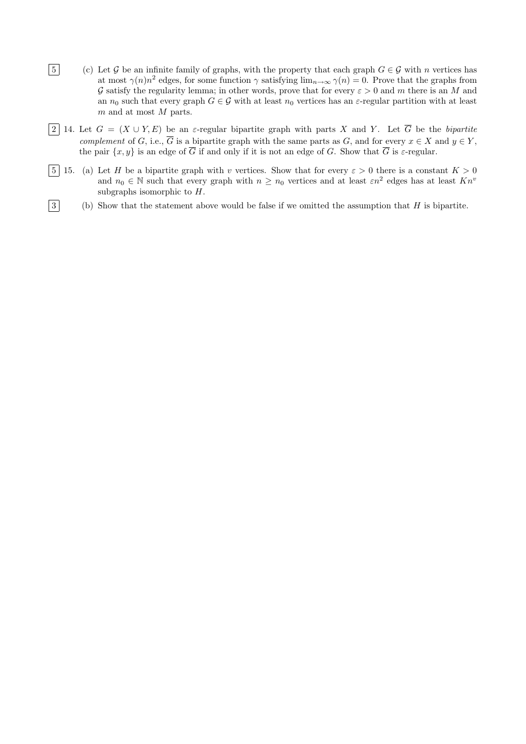[5] (c) Let $\mathcal{G}$ be an infinite family of graphs, with the property that each graph $G \in \mathcal{G}$ with $n$ vertices has at most $\gamma(n)n^2$ edges, for some function $\gamma$ satisfying $\lim_{n\to\infty} \gamma(n) = 0$. Prove that the graphs from $\mathcal{G}$ satisfy the regularity lemma; in other words, prove that for every $\varepsilon > 0$ and $m$ there is an $M$ and an $n_0$ such that every graph $G \in \mathcal{G}$ with at least $n_0$ vertices has an $\varepsilon$-regular partition with at least $m$ and at most $M$ parts.

[2] 14. Let $G = (X \cup Y, E)$ be an $\varepsilon$-regular bipartite graph with parts $X$ and $Y$. Let $\overline{G}$ be the *bipartite complement* of $G$, i.e., $\overline{G}$ is a bipartite graph with the same parts as $G$, and for every $x \in X$ and $y \in Y$, the pair $\{x, y\}$ is an edge of $\overline{G}$ if and only if it is not an edge of $G$. Show that $\overline{G}$ is $\varepsilon$-regular.

[5] 15. (a) Let $H$ be a bipartite graph with $v$ vertices. Show that for every $\varepsilon > 0$ there is a constant $K > 0$ and $n_0 \in \mathbb{N}$ such that every graph with $n \geq n_0$ vertices and at least $\varepsilon n^2$ edges has at least $Kn^v$ subgraphs isomorphic to $H$.

[3] (b) Show that the statement above would be false if we omitted the assumption that $H$ is bipartite.